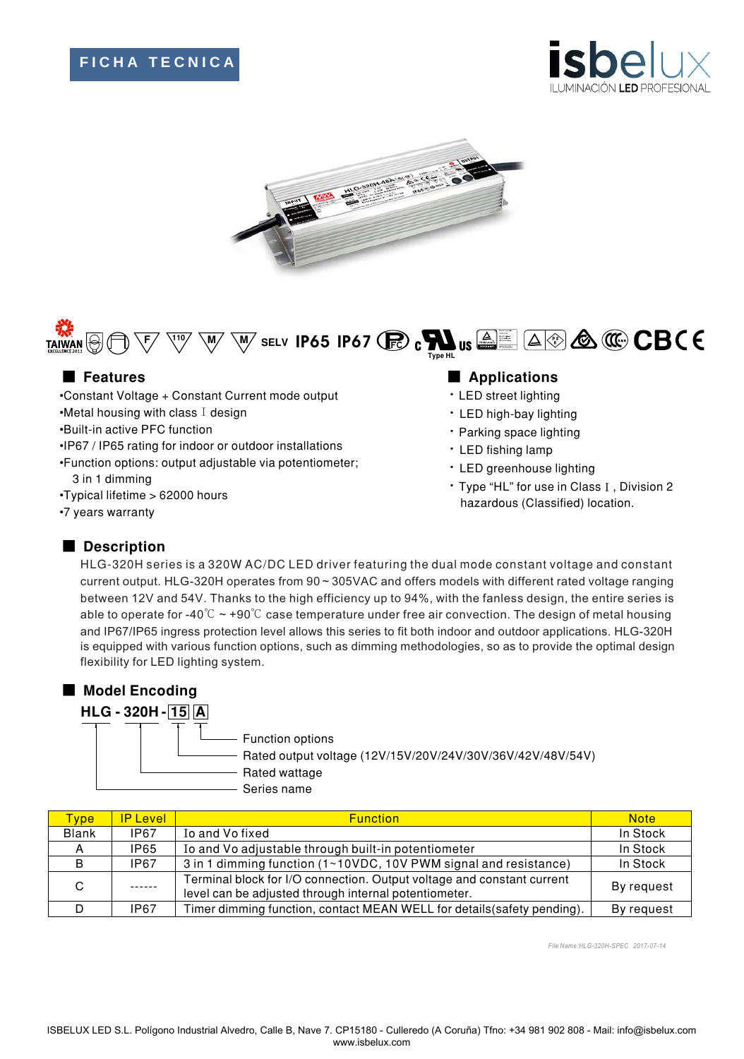FICHA TECNICA

isbelux
ILUMINACIÓN LED PROFESIONAL

SELV IP65 IP67

## Features

- Constant Voltage + Constant Current mode output
- Metal housing with class Ⅰ design
- Built-in active PFC function
- IP67 / IP65 rating for indoor or outdoor installations
- Function options: output adjustable via potentiometer; 3 in 1 dimming
- Typical lifetime > 62000 hours
- 7 years warranty

## Applications

- LED street lighting
- LED high-bay lighting
- Parking space lighting
- LED fishing lamp
- LED greenhouse lighting
- Type "HL" for use in Class Ⅰ, Division 2 hazardous (Classified) location.

## Description

HLG-320H series is a 320W AC/DC LED driver featuring the dual mode constant voltage and constant current output. HLG-320H operates from 90 ~ 305VAC and offers models with different rated voltage ranging between 12V and 54V. Thanks to the high efficiency up to 94%, with the fanless design, the entire series is able to operate for -40℃ ~ +90℃ case temperature under free air convection. The design of metal housing and IP67/IP65 ingress protection level allows this series to fit both indoor and outdoor applications. HLG-320H is equipped with various function options, such as dimming methodologies, so as to provide the optimal design flexibility for LED lighting system.

## Model Encoding

**HLG - 320H - 15 A**

- A — Function options
- 15 — Rated output voltage (12V/15V/20V/24V/30V/36V/42V/48V/54V)
- 320H — Rated wattage
- HLG — Series name

| Type | IP Level | Function | Note |
|---|---|---|---|
| Blank | IP67 | Io and Vo fixed | In Stock |
| A | IP65 | Io and Vo adjustable through built-in potentiometer | In Stock |
| B | IP67 | 3 in 1 dimming function (1~10VDC, 10V PWM signal and resistance) | In Stock |
| C | ------ | Terminal block for I/O connection. Output voltage and constant current level can be adjusted through internal potentiometer. | By request |
| D | IP67 | Timer dimming function, contact MEAN WELL for details(safety pending). | By request |

File Name:HLG-320H-SPEC 2017-07-14

ISBELUX LED S.L. Polígono Industrial Alvedro, Calle B, Nave 7. CP15180 - Culleredo (A Coruña) Tfno: +34 981 902 808 - Mail: info@isbelux.com
www.isbelux.com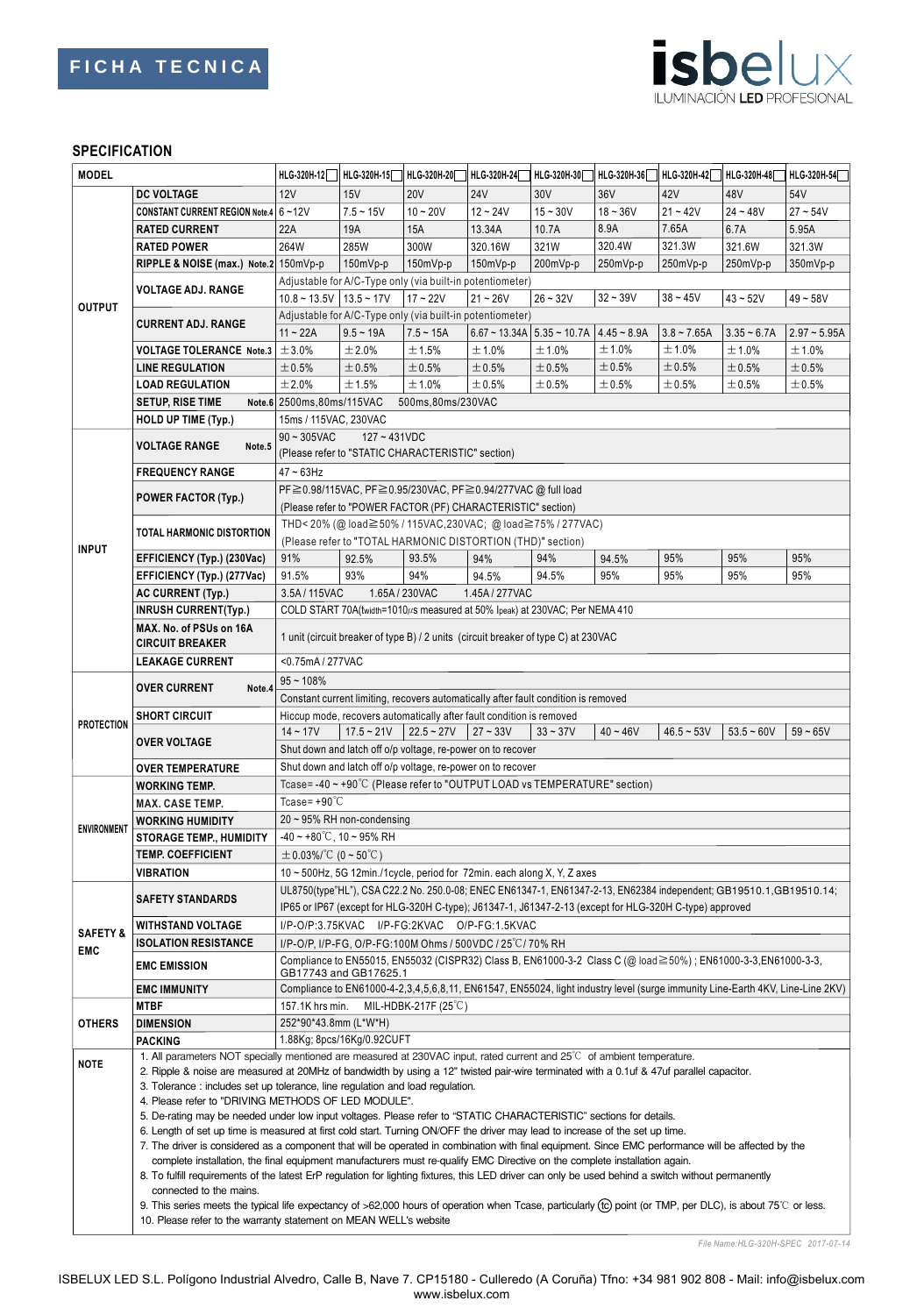**FICHA TECNICA**

## SPECIFICATION

| MODEL | | HLG-320H-12 | HLG-320H-15 | HLG-320H-20 | HLG-320H-24 | HLG-320H-30 | HLG-320H-36 | HLG-320H-42 | HLG-320H-48 | HLG-320H-54 |
|---|---|---|---|---|---|---|---|---|---|---|
| OUTPUT | DC VOLTAGE | 12V | 15V | 20V | 24V | 30V | 36V | 42V | 48V | 54V |
| | CONSTANT CURRENT REGION Note.4 | 6 ~ 12V | 7.5 ~ 15V | 10 ~ 20V | 12 ~ 24V | 15 ~ 30V | 18 ~ 36V | 21 ~ 42V | 24 ~ 48V | 27 ~ 54V |
| | RATED CURRENT | 22A | 19A | 15A | 13.34A | 10.7A | 8.9A | 7.65A | 6.7A | 5.95A |
| | RATED POWER | 264W | 285W | 300W | 320.16W | 321W | 320.4W | 321.3W | 321.6W | 321.3W |
| | RIPPLE & NOISE (max.) Note.2 | 150mVp-p | 150mVp-p | 150mVp-p | 150mVp-p | 200mVp-p | 250mVp-p | 250mVp-p | 250mVp-p | 350mVp-p |
| | VOLTAGE ADJ. RANGE | Adjustable for A/C-Type only (via built-in potentiometer) | | | | | | | | |
| | | 10.8 ~ 13.5V | 13.5 ~ 17V | 17 ~ 22V | 21 ~ 26V | 26 ~ 32V | 32 ~ 39V | 38 ~ 45V | 43 ~ 52V | 49 ~ 58V |
| | CURRENT ADJ. RANGE | Adjustable for A/C-Type only (via built-in potentiometer) | | | | | | | | |
| | | 11 ~ 22A | 9.5 ~ 19A | 7.5 ~ 15A | 6.67 ~ 13.34A | 5.35 ~ 10.7A | 4.45 ~ 8.9A | 3.8 ~ 7.65A | 3.35 ~ 6.7A | 2.97 ~ 5.95A |
| | VOLTAGE TOLERANCE Note.3 | ±3.0% | ±2.0% | ±1.5% | ±1.0% | ±1.0% | ±1.0% | ±1.0% | ±1.0% | ±1.0% |
| | LINE REGULATION | ±0.5% | ±0.5% | ±0.5% | ±0.5% | ±0.5% | ±0.5% | ±0.5% | ±0.5% | ±0.5% |
| | LOAD REGULATION | ±2.0% | ±1.5% | ±1.0% | ±0.5% | ±0.5% | ±0.5% | ±0.5% | ±0.5% | ±0.5% |
| | SETUP, RISE TIME Note.6 | 2500ms,80ms/115VAC 500ms,80ms/230VAC | | | | | | | | |
| | HOLD UP TIME (Typ.) | 15ms / 115VAC, 230VAC | | | | | | | | |
| INPUT | VOLTAGE RANGE Note.5 | 90 ~ 305VAC 127 ~ 431VDC (Please refer to "STATIC CHARACTERISTIC" section) | | | | | | | | |
| | FREQUENCY RANGE | 47 ~ 63Hz | | | | | | | | |
| | POWER FACTOR (Typ.) | PF≧0.98/115VAC, PF≧0.95/230VAC, PF≧0.94/277VAC @ full load (Please refer to "POWER FACTOR (PF) CHARACTERISTIC" section) | | | | | | | | |
| | TOTAL HARMONIC DISTORTION | THD< 20% (@ load≧50% / 115VAC,230VAC; @ load≧75% / 277VAC) (Please refer to "TOTAL HARMONIC DISTORTION (THD)" section) | | | | | | | | |
| | EFFICIENCY (Typ.) (230Vac) | 91% | 92.5% | 93.5% | 94% | 94% | 94.5% | 95% | 95% | 95% |
| | EFFICIENCY (Typ.) (277Vac) | 91.5% | 93% | 94% | 94.5% | 94.5% | 95% | 95% | 95% | 95% |
| | AC CURRENT (Typ.) | 3.5A / 115VAC 1.65A / 230VAC 1.45A / 277VAC | | | | | | | | |
| | INRUSH CURRENT(Typ.) | COLD START 70A(twidth=1010µs measured at 50% Ipeak) at 230VAC; Per NEMA 410 | | | | | | | | |
| | MAX. No. of PSUs on 16A CIRCUIT BREAKER | 1 unit (circuit breaker of type B) / 2 units (circuit breaker of type C) at 230VAC | | | | | | | | |
| | LEAKAGE CURRENT | <0.75mA / 277VAC | | | | | | | | |
| PROTECTION | OVER CURRENT Note.4 | 95 ~ 108% | | | | | | | | |
| | | Constant current limiting, recovers automatically after fault condition is removed | | | | | | | | |
| | SHORT CIRCUIT | Hiccup mode, recovers automatically after fault condition is removed | | | | | | | | |
| | OVER VOLTAGE | 14 ~ 17V | 17.5 ~ 21V | 22.5 ~ 27V | 27 ~ 33V | 33 ~ 37V | 40 ~ 46V | 46.5 ~ 53V | 53.5 ~ 60V | 59 ~ 65V |
| | | Shut down and latch off o/p voltage, re-power on to recover | | | | | | | | |
| | OVER TEMPERATURE | Shut down and latch off o/p voltage, re-power on to recover | | | | | | | | |
| ENVIRONMENT | WORKING TEMP. | Tcase= -40 ~ +90℃ (Please refer to "OUTPUT LOAD vs TEMPERATURE" section) | | | | | | | | |
| | MAX. CASE TEMP. | Tcase= +90℃ | | | | | | | | |
| | WORKING HUMIDITY | 20 ~ 95% RH non-condensing | | | | | | | | |
| | STORAGE TEMP., HUMIDITY | -40 ~ +80℃, 10 ~ 95% RH | | | | | | | | |
| | TEMP. COEFFICIENT | ±0.03%/℃ (0 ~ 50℃) | | | | | | | | |
| | VIBRATION | 10 ~ 500Hz, 5G 12min./1cycle, period for 72min. each along X, Y, Z axes | | | | | | | | |
| SAFETY & EMC | SAFETY STANDARDS | UL8750(type"HL"), CSA C22.2 No. 250.0-08; ENEC EN61347-1, EN61347-2-13, EN62384 independent; GB19510.1,GB19510.14; IP65 or IP67 (except for HLG-320H C-type); J61347-1, J61347-2-13 (except for HLG-320H C-type) approved | | | | | | | | |
| | WITHSTAND VOLTAGE | I/P-O/P:3.75KVAC I/P-FG:2KVAC O/P-FG:1.5KVAC | | | | | | | | |
| | ISOLATION RESISTANCE | I/P-O/P, I/P-FG, O/P-FG:100M Ohms / 500VDC / 25℃/ 70% RH | | | | | | | | |
| | EMC EMISSION | Compliance to EN55015, EN55032 (CISPR32) Class B, EN61000-3-2 Class C (@ load≧50%) ; EN61000-3-3,EN61000-3-3, GB17743 and GB17625.1 | | | | | | | | |
| | EMC IMMUNITY | Compliance to EN61000-4-2,3,4,5,6,8,11, EN61547, EN55024, light industry level (surge immunity Line-Earth 4KV, Line-Line 2KV) | | | | | | | | |
| OTHERS | MTBF | 157.1K hrs min. MIL-HDBK-217F (25℃) | | | | | | | | |
| | DIMENSION | 252*90*43.8mm (L*W*H) | | | | | | | | |
| | PACKING | 1.88Kg; 8pcs/16Kg/0.92CUFT | | | | | | | | |

**NOTE**

1. All parameters NOT specially mentioned are measured at 230VAC input, rated current and 25℃ of ambient temperature.
2. Ripple & noise are measured at 20MHz of bandwidth by using a 12" twisted pair-wire terminated with a 0.1uf & 47uf parallel capacitor.
3. Tolerance : includes set up tolerance, line regulation and load regulation.
4. Please refer to "DRIVING METHODS OF LED MODULE".
5. De-rating may be needed under low input voltages. Please refer to "STATIC CHARACTERISTIC" sections for details.
6. Length of set up time is measured at first cold start. Turning ON/OFF the driver may lead to increase of the set up time.
7. The driver is considered as a component that will be operated in combination with final equipment. Since EMC performance will be affected by the complete installation, the final equipment manufacturers must re-qualify EMC Directive on the complete installation again.
8. To fulfill requirements of the latest ErP regulation for lighting fixtures, this LED driver can only be used behind a switch without permanently connected to the mains.
9. This series meets the typical life expectancy of >62,000 hours of operation when Tcase, particularly (tc) point (or TMP, per DLC), is about 75℃ or less.
10. Please refer to the warranty statement on MEAN WELL's website

*File Name:HLG-320H-SPEC 2017-07-14*

ISBELUX LED S.L. Polígono Industrial Alvedro, Calle B, Nave 7. CP15180 - Culleredo (A Coruña) Tfno: +34 981 902 808 - Mail: info@isbelux.com www.isbelux.com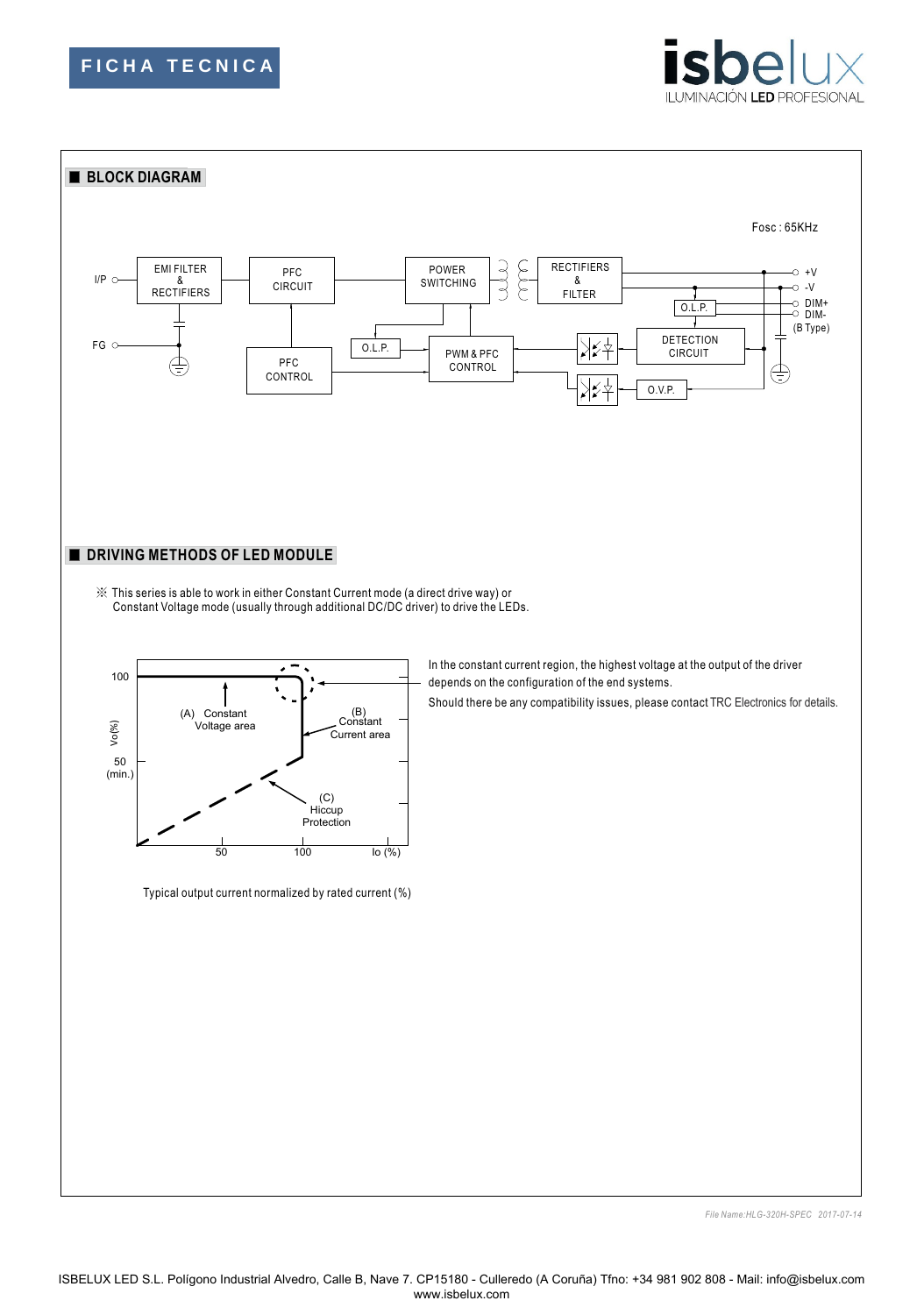## BLOCK DIAGRAM

Fosc : 65KHz

I/P, FG, EMI FILTER & RECTIFIERS, PFC CIRCUIT, PFC CONTROL, POWER SWITCHING, O.L.P., PWM & PFC CONTROL, RECTIFIERS & FILTER, O.L.P., DETECTION CIRCUIT, O.V.P., +V, -V, DIM+, DIM- (B Type)

## DRIVING METHODS OF LED MODULE

※ This series is able to work in either Constant Current mode (a direct drive way) or Constant Voltage mode (usually through additional DC/DC driver) to drive the LEDs.

Vo(%): 100, 50 (min.)

(A) Constant Voltage area

(B) Constant Current area

(C) Hiccup Protection

Io (%): 50, 100

Typical output current normalized by rated current (%)

In the constant current region, the highest voltage at the output of the driver depends on the configuration of the end systems.

Should there be any compatibility issues, please contact TRC Electronics for details.

*File Name:HLG-320H-SPEC 2017-07-14*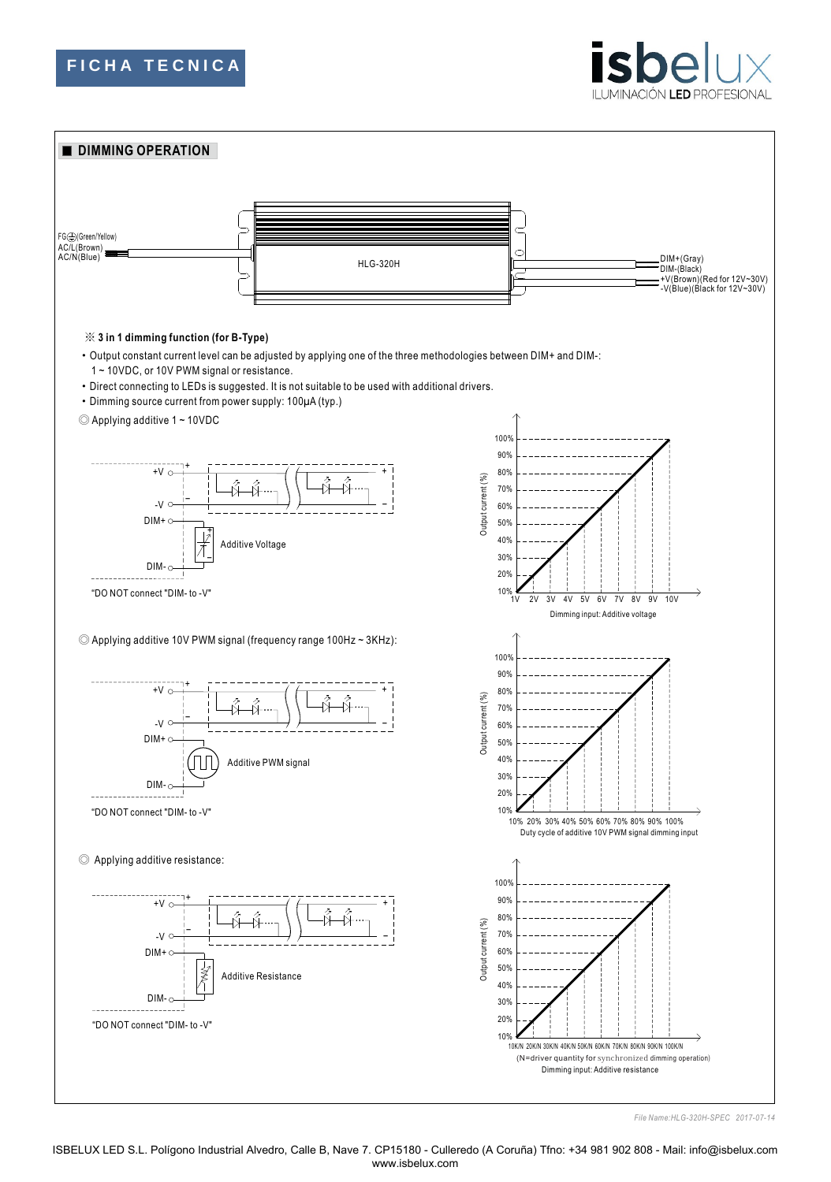**FICHA TECNICA**

## DIMMING OPERATION

FG⏚(Green/Yellow)
AC/L(Brown)
AC/N(Blue)

HLG-320H

DIM+(Gray)
DIM-(Black)
+V(Brown)(Red for 12V~30V)
-V(Blue)(Black for 12V~30V)

※ **3 in 1 dimming function (for B-Type)**

- Output constant current level can be adjusted by applying one of the three methodologies between DIM+ and DIM-: 1 ~ 10VDC, or 10V PWM signal or resistance.
- Direct connecting to LEDs is suggested. It is not suitable to be used with additional drivers.
- Dimming source current from power supply: 100μA (typ.)

◎ Applying additive 1 ~ 10VDC

+V, -V, DIM+, DIM-, Additive Voltage

"DO NOT connect "DIM- to -V""

Output current (%): 10% – 100%

1V 2V 3V 4V 5V 6V 7V 8V 9V 10V

Dimming input: Additive voltage

◎ Applying additive 10V PWM signal (frequency range 100Hz ~ 3KHz):

+V, -V, DIM+, DIM-, Additive PWM signal

"DO NOT connect "DIM- to -V""

Output current (%): 10% – 100%

10% 20% 30% 40% 50% 60% 70% 80% 90% 100%

Duty cycle of additive 10V PWM signal dimming input

◎ Applying additive resistance:

+V, -V, DIM+, DIM-, Additive Resistance

"DO NOT connect "DIM- to -V""

Output current (%): 10% – 100%

10K/N 20K/N 30K/N 40K/N 50K/N 60K/N 70K/N 80K/N 90K/N 100K/N

(N=driver quantity for synchronized dimming operation)

Dimming input: Additive resistance

*File Name:HLG-320H-SPEC 2017-07-14*

ISBELUX LED S.L. Polígono Industrial Alvedro, Calle B, Nave 7. CP15180 - Culleredo (A Coruña) Tfno: +34 981 902 808 - Mail: info@isbelux.com
www.isbelux.com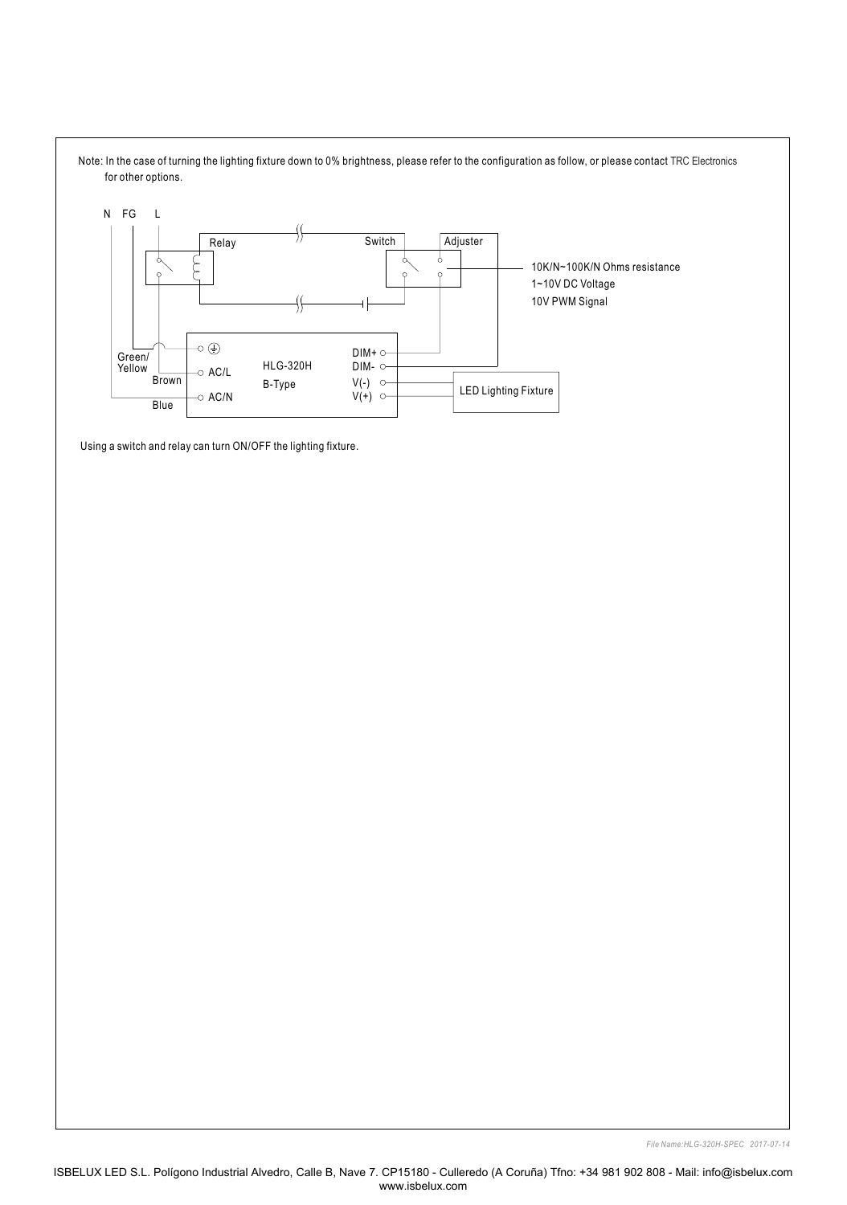Note: In the case of turning the lighting fixture down to 0% brightness, please refer to the configuration as follow, or please contact TRC Electronics for other options.

N FG L

Relay

Switch

Adjuster

10K/N~100K/N Ohms resistance

1~10V DC Voltage

10V PWM Signal

Green/ Yellow

Brown

Blue

AC/L

AC/N

HLG-320H

B-Type

DIM+

DIM-

V(-)

V(+)

LED Lighting Fixture

Using a switch and relay can turn ON/OFF the lighting fixture.

File Name:HLG-320H-SPEC 2017-07-14

ISBELUX LED S.L. Polígono Industrial Alvedro, Calle B, Nave 7. CP15180 - Culleredo (A Coruña) Tfno: +34 981 902 808 - Mail: info@isbelux.com www.isbelux.com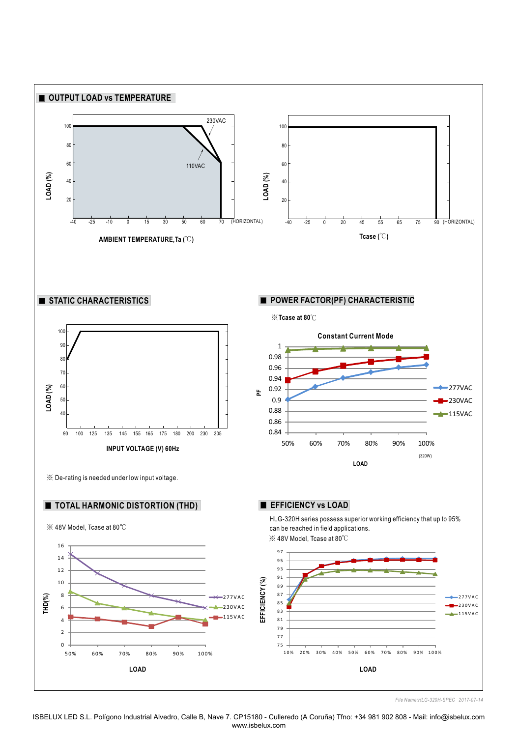## OUTPUT LOAD vs TEMPERATURE

LOAD (%)

100, 80, 60, 40, 20

-40 -25 -10 0 15 30 50 60 70 (HORIZONTAL)

230VAC

110VAC

AMBIENT TEMPERATURE,Ta (℃)

LOAD (%)

100, 80, 60, 40, 20

-40 -25 0 20 45 55 65 75 90 (HORIZONTAL)

Tcase (℃)

## STATIC CHARACTERISTICS

LOAD (%)

100, 90, 80, 70, 60, 50, 40

90 100 125 135 145 155 165 175 180 200 230 305

INPUT VOLTAGE (V) 60Hz

※ De-rating is needed under low input voltage.

## POWER FACTOR(PF) CHARACTERISTIC

※Tcase at 80℃

Constant Current Mode

PF

1, 0.98, 0.96, 0.94, 0.92, 0.9, 0.88, 0.86, 0.84

50% 60% 70% 80% 90% 100% (320W)

LOAD

277VAC, 230VAC, 115VAC

## TOTAL HARMONIC DISTORTION (THD)

※ 48V Model, Tcase at 80℃

THD(%)

16, 14, 12, 10, 8, 6, 4, 2, 0

50% 60% 70% 80% 90% 100%

LOAD

277VAC, 230VAC, 115VAC

## EFFICIENCY vs LOAD

HLG-320H series possess superior working efficiency that up to 95% can be reached in field applications.

※ 48V Model, Tcase at 80℃

EFFICIENCY (%)

97, 95, 93, 91, 89, 87, 85, 83, 81, 79, 77, 75

10% 20% 30% 40% 50% 60% 70% 80% 90% 100%

LOAD

277VAC, 230VAC, 115VAC

*File Name:HLG-320H-SPEC 2017-07-14*

ISBELUX LED S.L. Polígono Industrial Alvedro, Calle B, Nave 7. CP15180 - Culleredo (A Coruña) Tfno: +34 981 902 808 - Mail: info@isbelux.com www.isbelux.com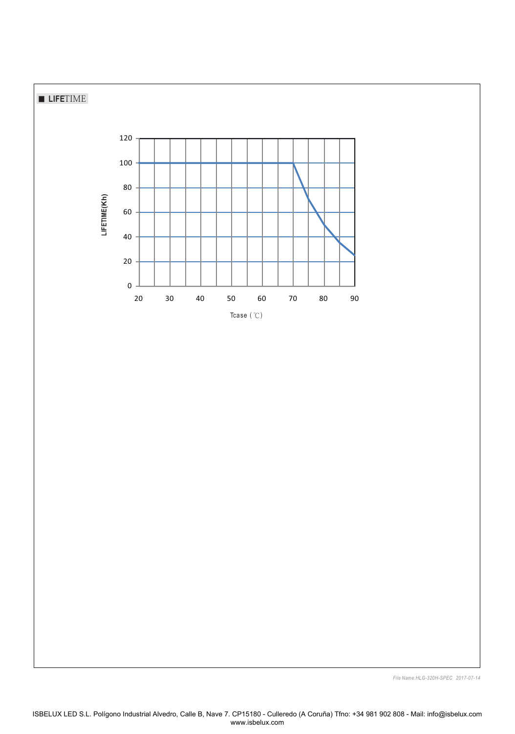## ■ LIFETIME

LIFETIME(Kh)

120
100
80
60
40
20
0

20 30 40 50 60 70 80 90

Tcase (℃)

*File Name:HLG-320H-SPEC 2017-07-14*

ISBELUX LED S.L. Polígono Industrial Alvedro, Calle B, Nave 7. CP15180 - Culleredo (A Coruña) Tfno: +34 981 902 808 - Mail: info@isbelux.com
www.isbelux.com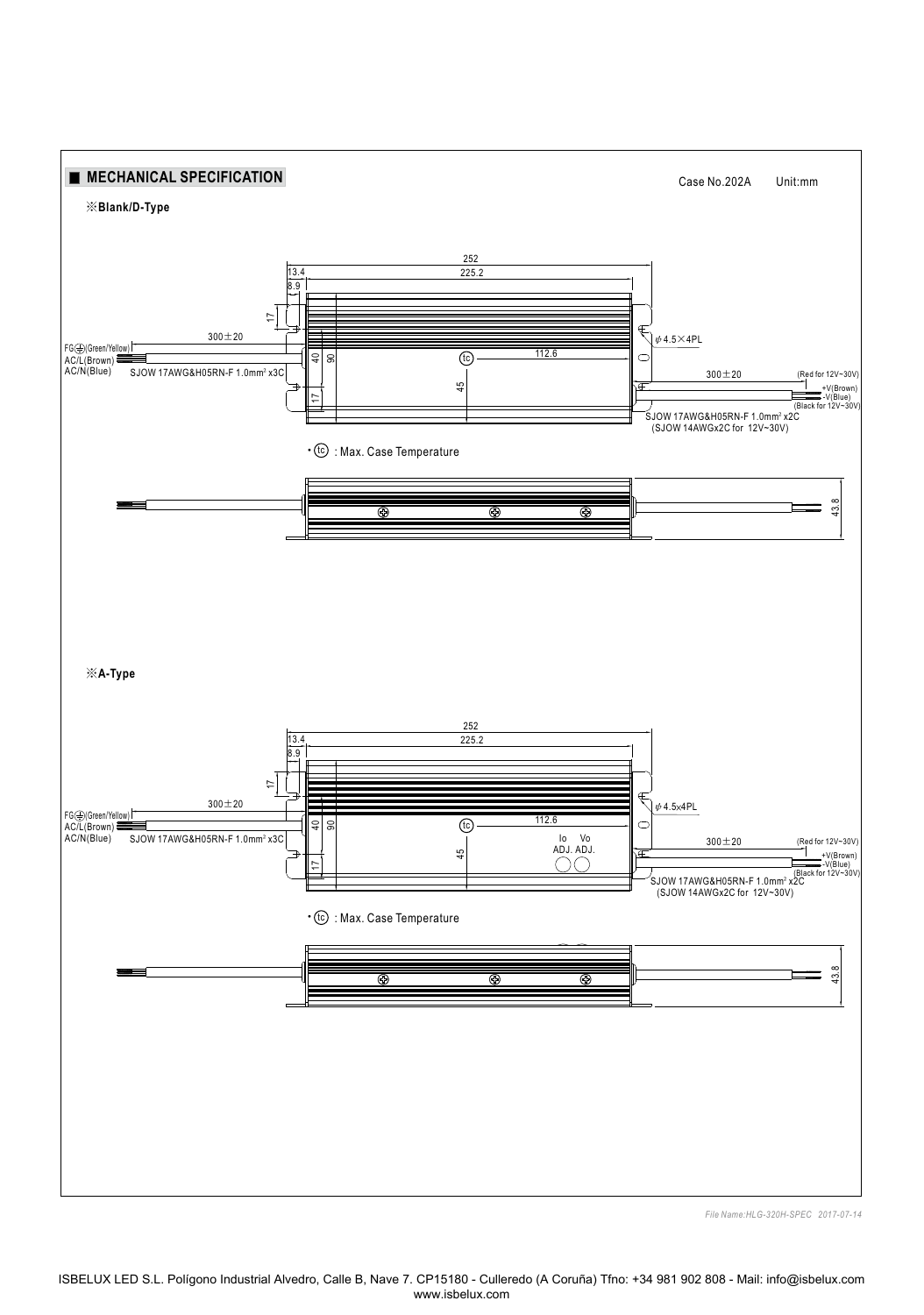## ■ MECHANICAL SPECIFICATION

Case No.202A Unit:mm

※**Blank/D-Type**

252
13.4
225.2
8.9
17
300±20
FG⏚(Green/Yellow)
AC/L(Brown)
AC/N(Blue)
SJOW 17AWG&H05RN-F 1.0mm² x3C
40
90
tc
112.6
ψ4.5×4PL
300±20
(Red for 12V~30V)
+V(Brown)
-V(Blue)
(Black for 12V~30V)
45
17
SJOW 17AWG&H05RN-F 1.0mm² x2C
(SJOW 14AWGx2C for 12V~30V)

• tc : Max. Case Temperature

43.8

※**A-Type**

252
13.4
225.2
8.9
17
300±20
FG⏚(Green/Yellow)
AC/L(Brown)
AC/N(Blue)
SJOW 17AWG&H05RN-F 1.0mm² x3C
40
90
tc
112.6
ψ4.5x4PL
Io ADJ.
Vo ADJ.
300±20
(Red for 12V~30V)
+V(Brown)
-V(Blue)
(Black for 12V~30V)
45
17
SJOW 17AWG&H05RN-F 1.0mm² x2C
(SJOW 14AWGx2C for 12V~30V)

• tc : Max. Case Temperature

43.8

*File Name:HLG-320H-SPEC 2017-07-14*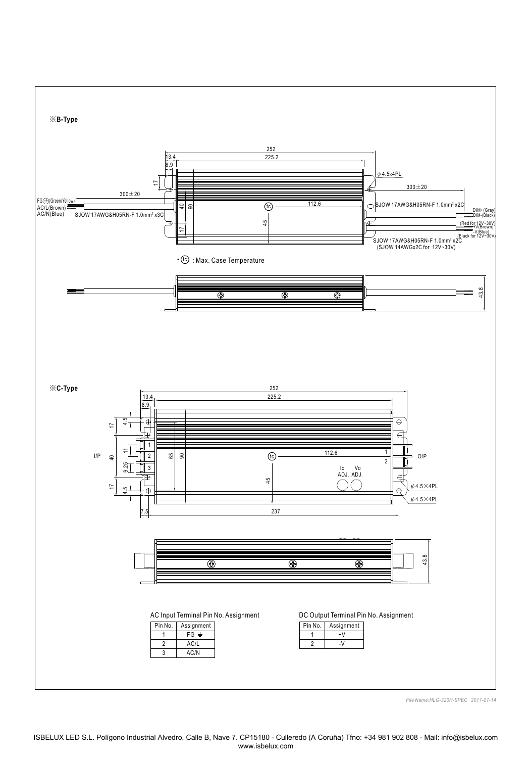※**B-Type**

252

13.4

225.2

8.9

$\phi$4.5x4PL

17

300±20

300±20

FG⏚(Green/Yellow)

AC/L(Brown)

AC/N(Blue)

SJOW 17AWG&H05RN-F 1.0mm² x3C

40

90

tc

112.6

SJOW 17AWG&H05RN-F 1.0mm² x2C

DIM+(Gray)

DIM-(Black)

45

17

(Red for 12V~30V) +V(Brown)

-V(Blue) (Black for 12V~30V)

SJOW 17AWG&H05RN-F 1.0mm² x2C

(SJOW 14AWGx2C for 12V~30V)

• tc : Max. Case Temperature

43.8

※**C-Type**

252

13.4

225.2

8.9

17

4.5

I/P

40

11

9.25

1

2

3

65

90

tc

112.6

1

2

O/P

Io ADJ.

Vo ADJ.

45

17

4.5

$\phi$4.5×4PL

$\phi$4.5×4PL

7.5

237

43.8

AC Input Terminal Pin No. Assignment

| Pin No. | Assignment |
|---|---|
| 1 | FG ⏚ |
| 2 | AC/L |
| 3 | AC/N |

DC Output Terminal Pin No. Assignment

| Pin No. | Assignment |
|---|---|
| 1 | +V |
| 2 | -V |

*File Name:HLG-320H-SPEC 2017-07-14*

ISBELUX LED S.L. Polígono Industrial Alvedro, Calle B, Nave 7. CP15180 - Culleredo (A Coruña) Tfno: +34 981 902 808 - Mail: info@isbelux.com www.isbelux.com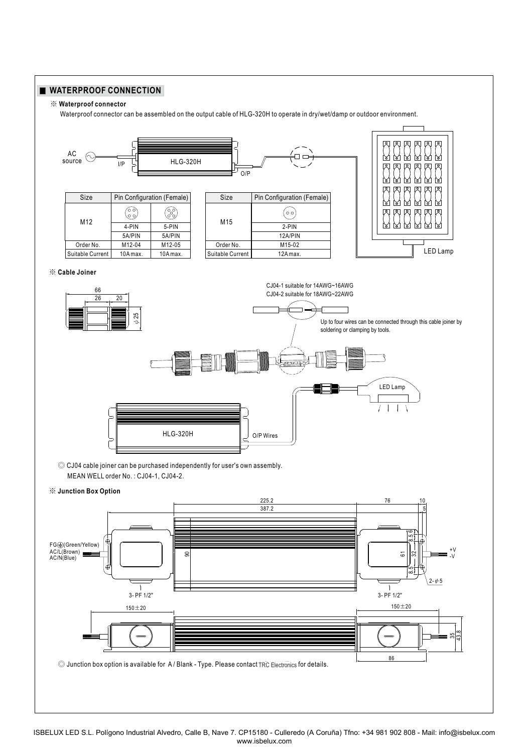## WATERPROOF CONNECTION

※ **Waterproof connector**

Waterproof connector can be assembled on the output cable of HLG-320H to operate in dry/wet/damp or outdoor environment.

AC source

I/P

HLG-320H

O/P

LED Lamp

| Size | Pin Configuration (Female) | |
|---|---|---|
| M12 | 4-PIN | 5-PIN |
| | 5A/PIN | 5A/PIN |
| Order No. | M12-04 | M12-05 |
| Suitable Current | 10A max. | 10A max. |

| Size | Pin Configuration (Female) |
|---|---|
| M15 | 2-PIN |
| | 12A/PIN |
| Order No. | M15-02 |
| Suitable Current | 12A max. |

※ **Cable Joiner**

66

26

20

ϕ25

CJ04-1 suitable for 14AWG~16AWG

CJ04-2 suitable for 18AWG~22AWG

Up to four wires can be connected through this cable joiner by soldering or clamping by tools.

LED Lamp

HLG-320H

O/P Wires

◎ CJ04 cable joiner can be purchased independently for user's own assembly. MEAN WELL order No. : CJ04-1, CJ04-2.

※ **Junction Box Option**

225.2

76

10

387.2

5

FG⏚(Green/Yellow)

AC/L(Brown)

AC/N(Blue)

90

61

8.5

6

32

8.5

+V

-V

2-ϕ5

3- PF 1/2"

3- PF 1/2"

150±20

150±20

35

43.8

86

◎ Junction box option is available for A / Blank - Type. Please contact TRC Electronics for details.